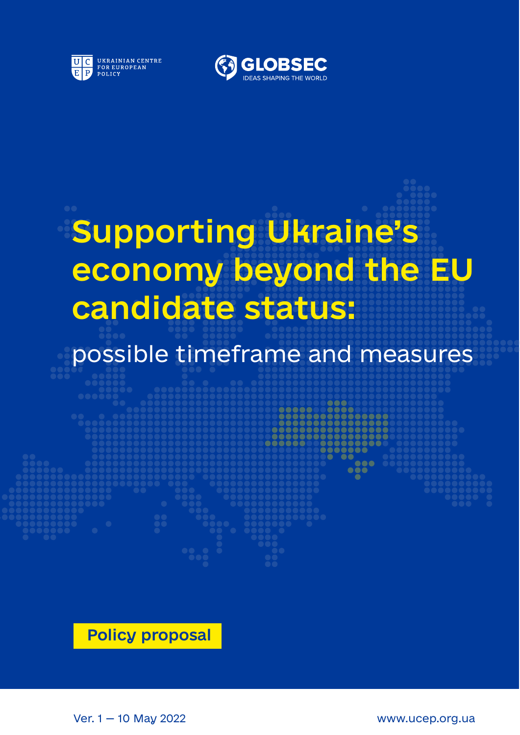UKRAINIAN CENTRE FOR EUROPEAN POLICY

GLOBSEC IDEAS SHAPING THE WORLD

# Supporting Ukraine's economy beyond the EU candidate status:

## possible timeframe and measures

**Policy proposal**

Ver. 1 — 10 May 2022

www.ucep.org.ua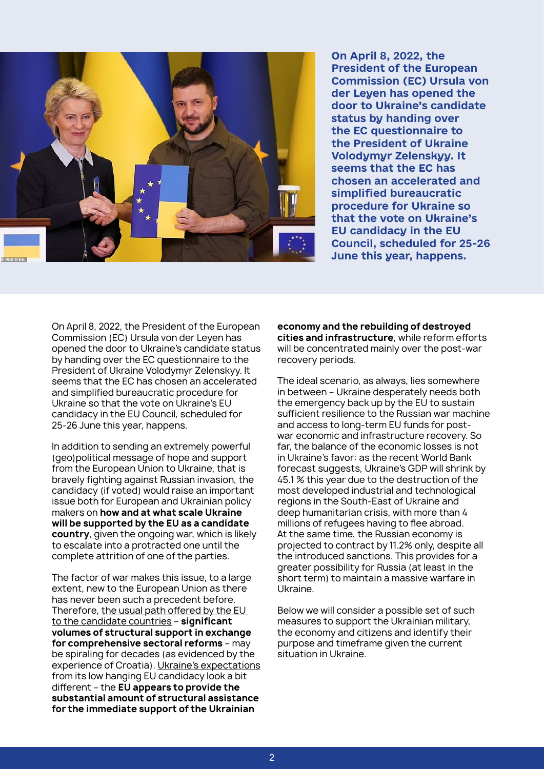**On April 8, 2022, the President of the European Commission (EC) Ursula von der Leyen has opened the door to Ukraine's candidate status by handing over the EC questionnaire to the President of Ukraine Volodymyr Zelenskyy. It seems that the EC has chosen an accelerated and simplified bureaucratic procedure for Ukraine so that the vote on Ukraine's EU candidacy in the EU Council, scheduled for 25-26 June this year, happens.**

On April 8, 2022, the President of the European Commission (EC) Ursula von der Leyen has opened the door to Ukraine's candidate status by handing over the EC questionnaire to the President of Ukraine Volodymyr Zelenskyy. It seems that the EC has chosen an accelerated and simplified bureaucratic procedure for Ukraine so that the vote on Ukraine's EU candidacy in the EU Council, scheduled for 25-26 June this year, happens.

In addition to sending an extremely powerful (geo)political message of hope and support from the European Union to Ukraine, that is bravely fighting against Russian invasion, the candidacy (if voted) would raise an important issue both for European and Ukrainian policy makers on **how and at what scale Ukraine will be supported by the EU as a candidate country**, given the ongoing war, which is likely to escalate into a protracted one until the complete attrition of one of the parties.

The factor of war makes this issue, to a large extent, new to the European Union as there has never been such a precedent before. Therefore, the usual path offered by the EU to the candidate countries – **significant volumes of structural support in exchange for comprehensive sectoral reforms** – may be spiraling for decades (as evidenced by the experience of Croatia). Ukraine's expectations from its low hanging EU candidacy look a bit different – the **EU appears to provide the substantial amount of structural assistance for the immediate support of the Ukrainian economy and the rebuilding of destroyed cities and infrastructure**, while reform efforts will be concentrated mainly over the post-war recovery periods.

The ideal scenario, as always, lies somewhere in between – Ukraine desperately needs both the emergency back up by the EU to sustain sufficient resilience to the Russian war machine and access to long-term EU funds for post-war economic and infrastructure recovery. So far, the balance of the economic losses is not in Ukraine's favor: as the recent World Bank forecast suggests, Ukraine's GDP will shrink by 45.1 % this year due to the destruction of the most developed industrial and technological regions in the South-East of Ukraine and deep humanitarian crisis, with more than 4 millions of refugees having to flee abroad. At the same time, the Russian economy is projected to contract by 11.2% only, despite all the introduced sanctions. This provides for a greater possibility for Russia (at least in the short term) to maintain a massive warfare in Ukraine.

Below we will consider a possible set of such measures to support the Ukrainian military, the economy and citizens and identify their purpose and timeframe given the current situation in Ukraine.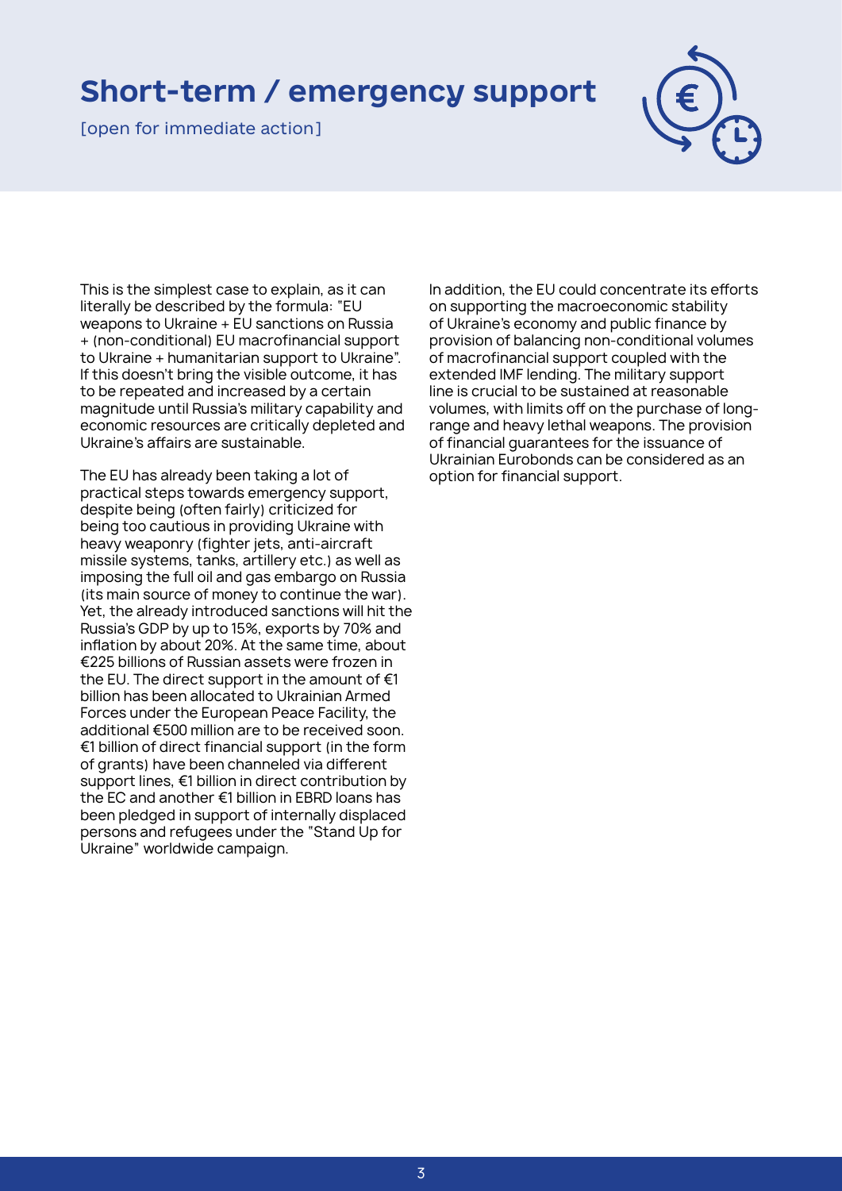# Short-term / emergency support

[open for immediate action]

This is the simplest case to explain, as it can literally be described by the formula: "EU weapons to Ukraine + EU sanctions on Russia + (non-conditional) EU macrofinancial support to Ukraine + humanitarian support to Ukraine". If this doesn't bring the visible outcome, it has to be repeated and increased by a certain magnitude until Russia's military capability and economic resources are critically depleted and Ukraine's affairs are sustainable.

The EU has already been taking a lot of practical steps towards emergency support, despite being (often fairly) criticized for being too cautious in providing Ukraine with heavy weaponry (fighter jets, anti-aircraft missile systems, tanks, artillery etc.) as well as imposing the full oil and gas embargo on Russia (its main source of money to continue the war). Yet, the already introduced sanctions will hit the Russia's GDP by up to 15%, exports by 70% and inflation by about 20%. At the same time, about €225 billions of Russian assets were frozen in the EU. The direct support in the amount of €1 billion has been allocated to Ukrainian Armed Forces under the European Peace Facility, the additional €500 million are to be received soon. €1 billion of direct financial support (in the form of grants) have been channeled via different support lines, €1 billion in direct contribution by the EC and another €1 billion in EBRD loans has been pledged in support of internally displaced persons and refugees under the "Stand Up for Ukraine" worldwide campaign.

In addition, the EU could concentrate its efforts on supporting the macroeconomic stability of Ukraine's economy and public finance by provision of balancing non-conditional volumes of macrofinancial support coupled with the extended IMF lending. The military support line is crucial to be sustained at reasonable volumes, with limits off on the purchase of long-range and heavy lethal weapons. The provision of financial guarantees for the issuance of Ukrainian Eurobonds can be considered as an option for financial support.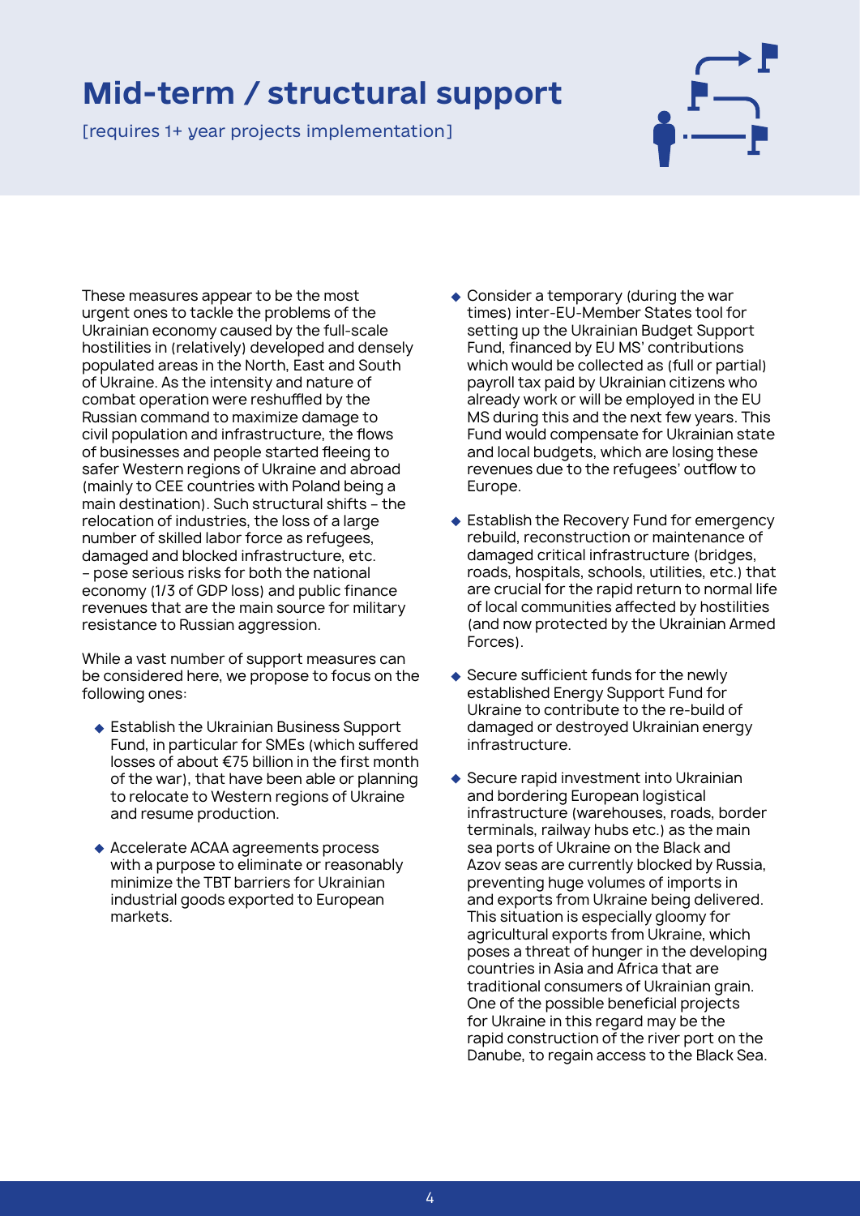# Mid-term / structural support

[requires 1+ year projects implementation]

These measures appear to be the most urgent ones to tackle the problems of the Ukrainian economy caused by the full-scale hostilities in (relatively) developed and densely populated areas in the North, East and South of Ukraine. As the intensity and nature of combat operation were reshuffled by the Russian command to maximize damage to civil population and infrastructure, the flows of businesses and people started fleeing to safer Western regions of Ukraine and abroad (mainly to CEE countries with Poland being a main destination). Such structural shifts – the relocation of industries, the loss of a large number of skilled labor force as refugees, damaged and blocked infrastructure, etc. – pose serious risks for both the national economy (1/3 of GDP loss) and public finance revenues that are the main source for military resistance to Russian aggression.

While a vast number of support measures can be considered here, we propose to focus on the following ones:

- Establish the Ukrainian Business Support Fund, in particular for SMEs (which suffered losses of about €75 billion in the first month of the war), that have been able or planning to relocate to Western regions of Ukraine and resume production.
- Accelerate ACAA agreements process with a purpose to eliminate or reasonably minimize the TBT barriers for Ukrainian industrial goods exported to European markets.
- Consider a temporary (during the war times) inter-EU-Member States tool for setting up the Ukrainian Budget Support Fund, financed by EU MS' contributions which would be collected as (full or partial) payroll tax paid by Ukrainian citizens who already work or will be employed in the EU MS during this and the next few years. This Fund would compensate for Ukrainian state and local budgets, which are losing these revenues due to the refugees' outflow to Europe.
- Establish the Recovery Fund for emergency rebuild, reconstruction or maintenance of damaged critical infrastructure (bridges, roads, hospitals, schools, utilities, etc.) that are crucial for the rapid return to normal life of local communities affected by hostilities (and now protected by the Ukrainian Armed Forces).
- Secure sufficient funds for the newly established Energy Support Fund for Ukraine to contribute to the re-build of damaged or destroyed Ukrainian energy infrastructure.
- Secure rapid investment into Ukrainian and bordering European logistical infrastructure (warehouses, roads, border terminals, railway hubs etc.) as the main sea ports of Ukraine on the Black and Azov seas are currently blocked by Russia, preventing huge volumes of imports in and exports from Ukraine being delivered. This situation is especially gloomy for agricultural exports from Ukraine, which poses a threat of hunger in the developing countries in Asia and Africa that are traditional consumers of Ukrainian grain. One of the possible beneficial projects for Ukraine in this regard may be the rapid construction of the river port on the Danube, to regain access to the Black Sea.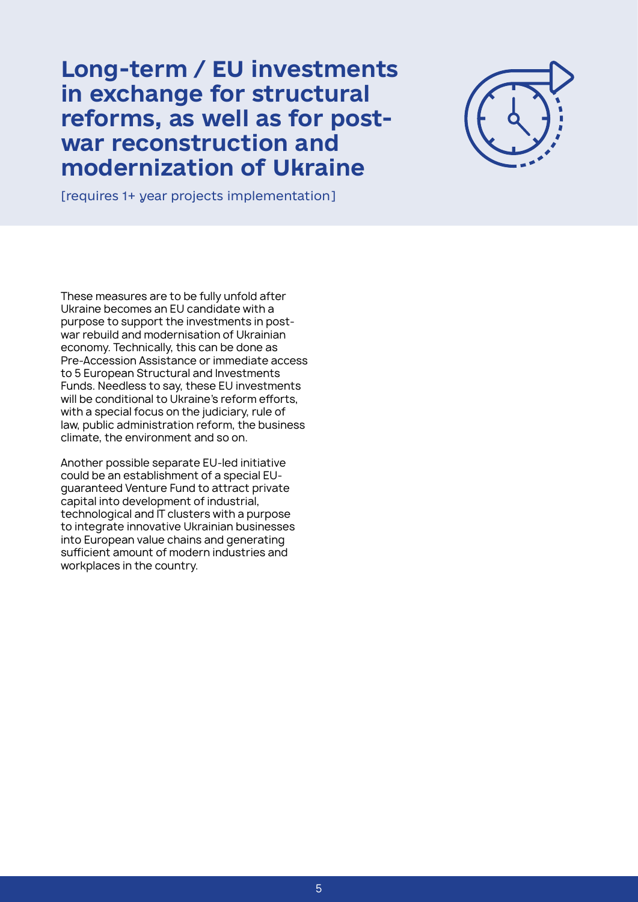# Long-term / EU investments in exchange for structural reforms, as well as for post-war reconstruction and modernization of Ukraine

[requires 1+ year projects implementation]

These measures are to be fully unfold after Ukraine becomes an EU candidate with a purpose to support the investments in post-war rebuild and modernisation of Ukrainian economy. Technically, this can be done as Pre-Accession Assistance or immediate access to 5 European Structural and Investments Funds. Needless to say, these EU investments will be conditional to Ukraine's reform efforts, with a special focus on the judiciary, rule of law, public administration reform, the business climate, the environment and so on.

Another possible separate EU-led initiative could be an establishment of a special EU-guaranteed Venture Fund to attract private capital into development of industrial, technological and IT clusters with a purpose to integrate innovative Ukrainian businesses into European value chains and generating sufficient amount of modern industries and workplaces in the country.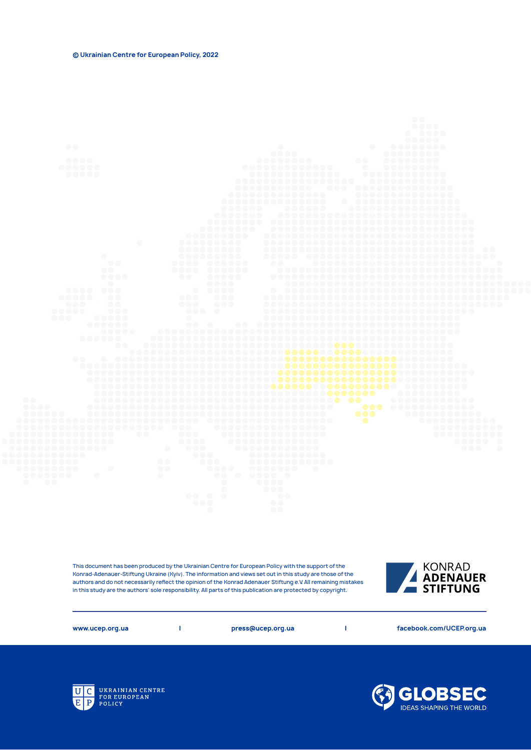**© Ukrainian Centre for European Policy, 2022**

This document has been produced by the Ukrainian Centre for European Policy with the support of the Konrad-Adenauer-Stiftung Ukraine (Kyiv). The information and views set out in this study are those of the authors and do not necessarily reflect the opinion of the Konrad Adenauer Stiftung e.V. All remaining mistakes in this study are the authors' sole responsibility. All parts of this publication are protected by copyright.

KONRAD ADENAUER STIFTUNG

**www.ucep.org.ua** | **press@ucep.org.ua** | **facebook.com/UCEP.org.ua**

UKRAINIAN CENTRE FOR EUROPEAN POLICY

GLOBSEC IDEAS SHAPING THE WORLD